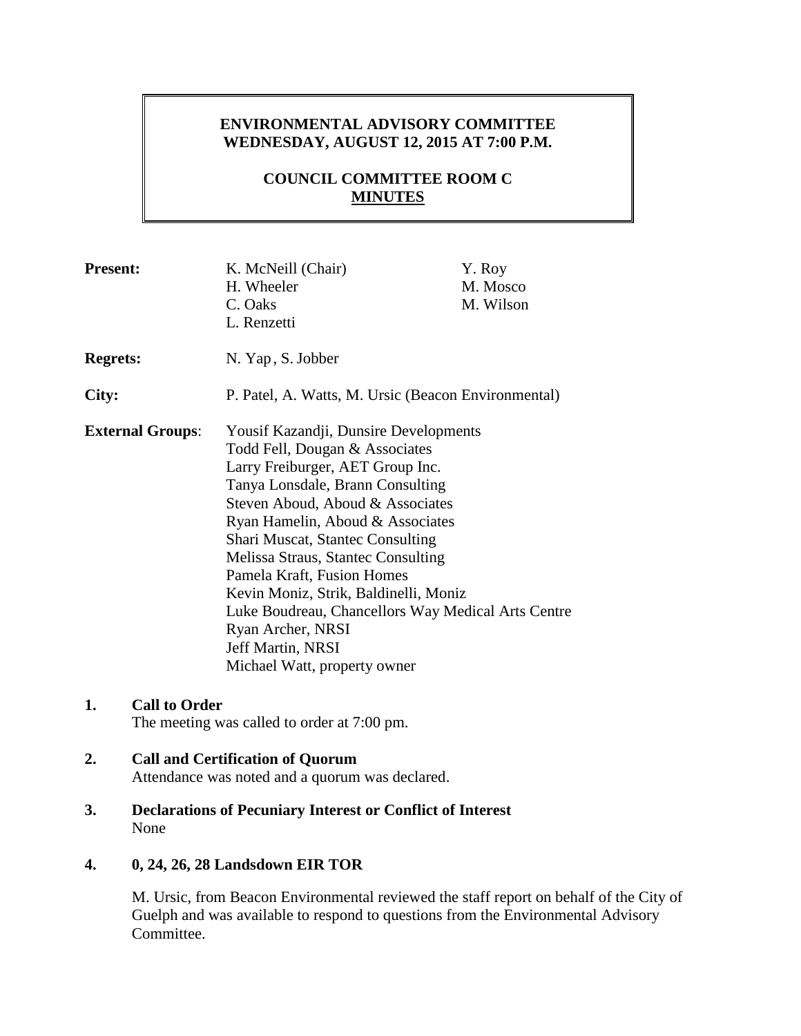**ENVIRONMENTAL ADVISORY COMMITTEE**
**WEDNESDAY, AUGUST 12, 2015 AT 7:00 P.M.**

**COUNCIL COMMITTEE ROOM C**
**MINUTES**

**Present:** K. McNeill (Chair), H. Wheeler, C. Oaks, L. Renzetti, Y. Roy, M. Mosco, M. Wilson

**Regrets:** N. Yap , S. Jobber

**City:** P. Patel, A. Watts, M. Ursic (Beacon Environmental)

**External Groups**:
Yousif Kazandji, Dunsire Developments
Todd Fell, Dougan & Associates
Larry Freiburger, AET Group Inc.
Tanya Lonsdale, Brann Consulting
Steven Aboud, Aboud & Associates
Ryan Hamelin, Aboud & Associates
Shari Muscat, Stantec Consulting
Melissa Straus, Stantec Consulting
Pamela Kraft, Fusion Homes
Kevin Moniz, Strik, Baldinelli, Moniz
Luke Boudreau, Chancellors Way Medical Arts Centre
Ryan Archer, NRSI
Jeff Martin, NRSI
Michael Watt, property owner

**1. Call to Order**

The meeting was called to order at 7:00 pm.

**2. Call and Certification of Quorum**

Attendance was noted and a quorum was declared.

**3. Declarations of Pecuniary Interest or Conflict of Interest**

None

**4. 0, 24, 26, 28 Landsdown EIR TOR**

M. Ursic, from Beacon Environmental reviewed the staff report on behalf of the City of Guelph and was available to respond to questions from the Environmental Advisory Committee.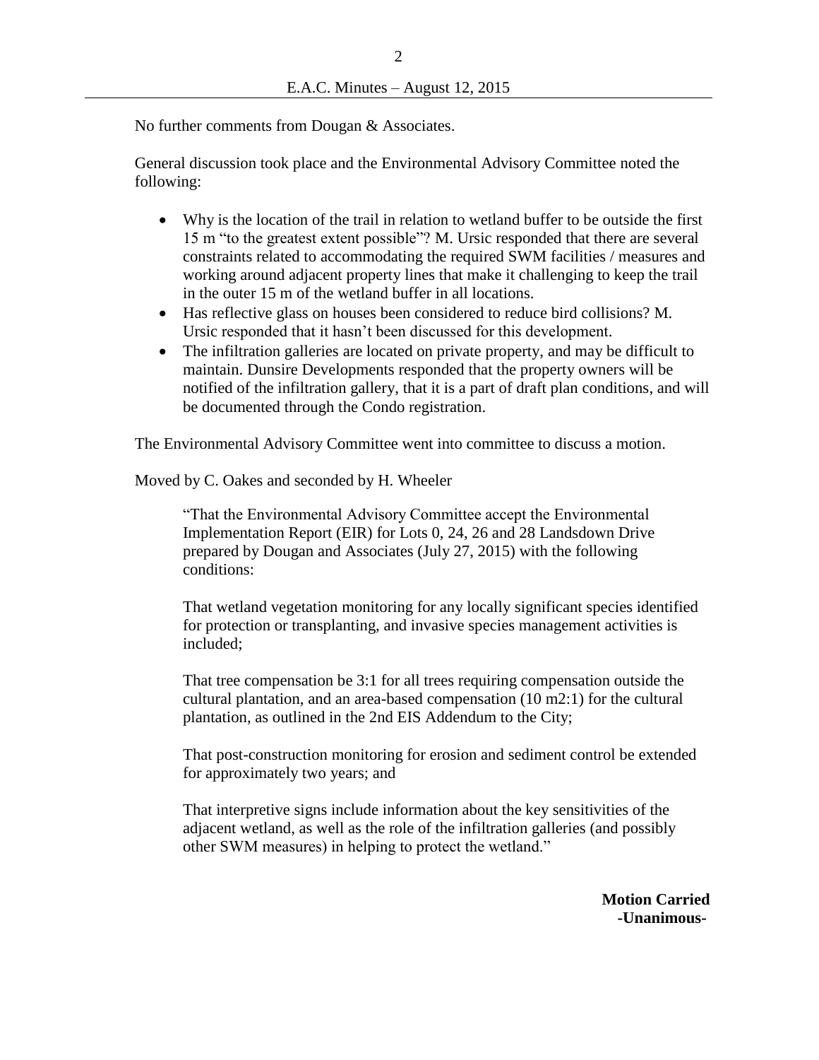No further comments from Dougan & Associates.

General discussion took place and the Environmental Advisory Committee noted the following:

- Why is the location of the trail in relation to wetland buffer to be outside the first 15 m "to the greatest extent possible"? M. Ursic responded that there are several constraints related to accommodating the required SWM facilities / measures and working around adjacent property lines that make it challenging to keep the trail in the outer 15 m of the wetland buffer in all locations.
- Has reflective glass on houses been considered to reduce bird collisions? M. Ursic responded that it hasn't been discussed for this development.
- The infiltration galleries are located on private property, and may be difficult to maintain. Dunsire Developments responded that the property owners will be notified of the infiltration gallery, that it is a part of draft plan conditions, and will be documented through the Condo registration.

The Environmental Advisory Committee went into committee to discuss a motion.

Moved by C. Oakes and seconded by H. Wheeler

> "That the Environmental Advisory Committee accept the Environmental Implementation Report (EIR) for Lots 0, 24, 26 and 28 Landsdown Drive prepared by Dougan and Associates (July 27, 2015) with the following conditions:
>
> That wetland vegetation monitoring for any locally significant species identified for protection or transplanting, and invasive species management activities is included;
>
> That tree compensation be 3:1 for all trees requiring compensation outside the cultural plantation, and an area-based compensation (10 $m^2$:1) for the cultural plantation, as outlined in the 2nd EIS Addendum to the City;
>
> That post-construction monitoring for erosion and sediment control be extended for approximately two years; and
>
> That interpretive signs include information about the key sensitivities of the adjacent wetland, as well as the role of the infiltration galleries (and possibly other SWM measures) in helping to protect the wetland."

**Motion Carried**
**-Unanimous-**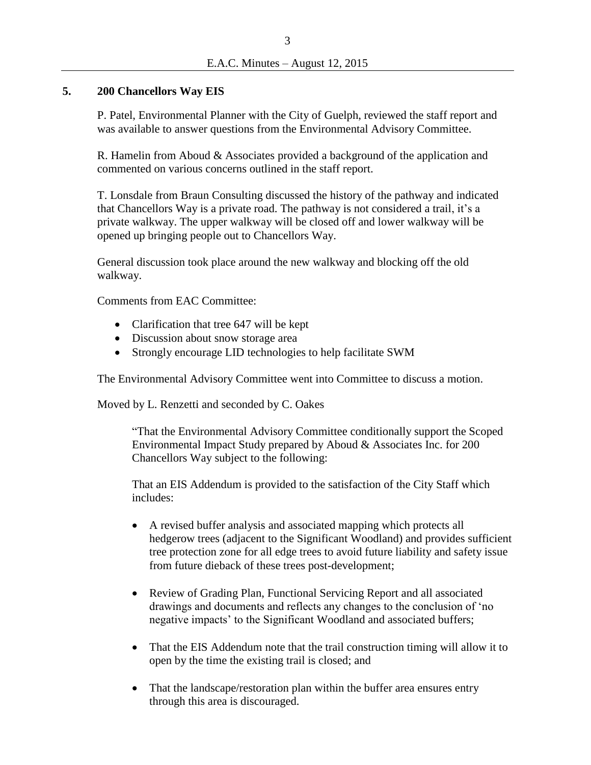## 5. 200 Chancellors Way EIS

P. Patel, Environmental Planner with the City of Guelph, reviewed the staff report and was available to answer questions from the Environmental Advisory Committee.

R. Hamelin from Aboud & Associates provided a background of the application and commented on various concerns outlined in the staff report.

T. Lonsdale from Braun Consulting discussed the history of the pathway and indicated that Chancellors Way is a private road. The pathway is not considered a trail, it's a private walkway. The upper walkway will be closed off and lower walkway will be opened up bringing people out to Chancellors Way.

General discussion took place around the new walkway and blocking off the old walkway.

Comments from EAC Committee:

- Clarification that tree 647 will be kept
- Discussion about snow storage area
- Strongly encourage LID technologies to help facilitate SWM

The Environmental Advisory Committee went into Committee to discuss a motion.

Moved by L. Renzetti and seconded by C. Oakes

> "That the Environmental Advisory Committee conditionally support the Scoped Environmental Impact Study prepared by Aboud & Associates Inc. for 200 Chancellors Way subject to the following:
>
> That an EIS Addendum is provided to the satisfaction of the City Staff which includes:
>
> - A revised buffer analysis and associated mapping which protects all hedgerow trees (adjacent to the Significant Woodland) and provides sufficient tree protection zone for all edge trees to avoid future liability and safety issue from future dieback of these trees post-development;
> - Review of Grading Plan, Functional Servicing Report and all associated drawings and documents and reflects any changes to the conclusion of 'no negative impacts' to the Significant Woodland and associated buffers;
> - That the EIS Addendum note that the trail construction timing will allow it to open by the time the existing trail is closed; and
> - That the landscape/restoration plan within the buffer area ensures entry through this area is discouraged.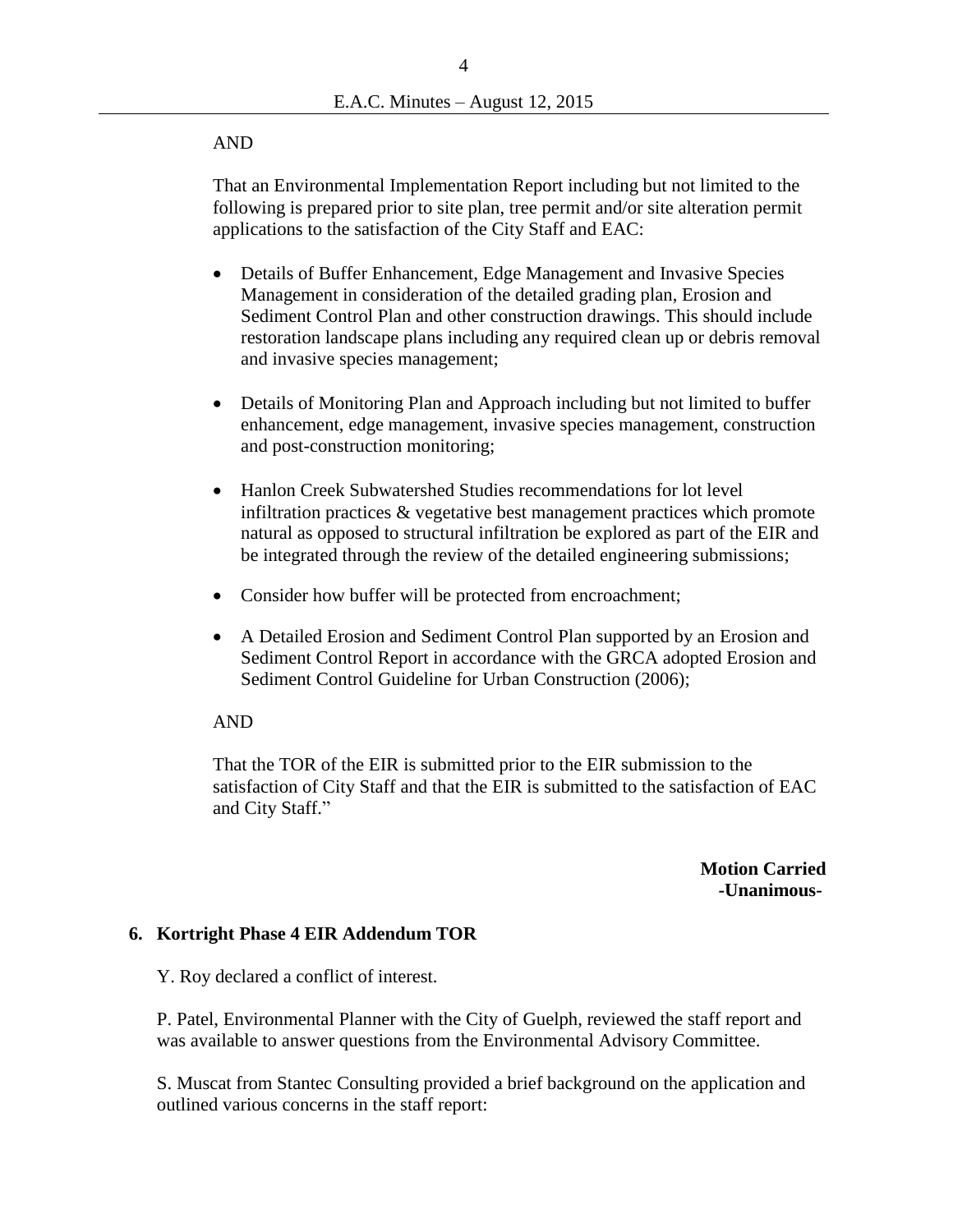AND

That an Environmental Implementation Report including but not limited to the following is prepared prior to site plan, tree permit and/or site alteration permit applications to the satisfaction of the City Staff and EAC:

- Details of Buffer Enhancement, Edge Management and Invasive Species Management in consideration of the detailed grading plan, Erosion and Sediment Control Plan and other construction drawings. This should include restoration landscape plans including any required clean up or debris removal and invasive species management;

- Details of Monitoring Plan and Approach including but not limited to buffer enhancement, edge management, invasive species management, construction and post-construction monitoring;

- Hanlon Creek Subwatershed Studies recommendations for lot level infiltration practices & vegetative best management practices which promote natural as opposed to structural infiltration be explored as part of the EIR and be integrated through the review of the detailed engineering submissions;

- Consider how buffer will be protected from encroachment;

- A Detailed Erosion and Sediment Control Plan supported by an Erosion and Sediment Control Report in accordance with the GRCA adopted Erosion and Sediment Control Guideline for Urban Construction (2006);

AND

That the TOR of the EIR is submitted prior to the EIR submission to the satisfaction of City Staff and that the EIR is submitted to the satisfaction of EAC and City Staff."

**Motion Carried**
**-Unanimous-**

## 6. Kortright Phase 4 EIR Addendum TOR

Y. Roy declared a conflict of interest.

P. Patel, Environmental Planner with the City of Guelph, reviewed the staff report and was available to answer questions from the Environmental Advisory Committee.

S. Muscat from Stantec Consulting provided a brief background on the application and outlined various concerns in the staff report: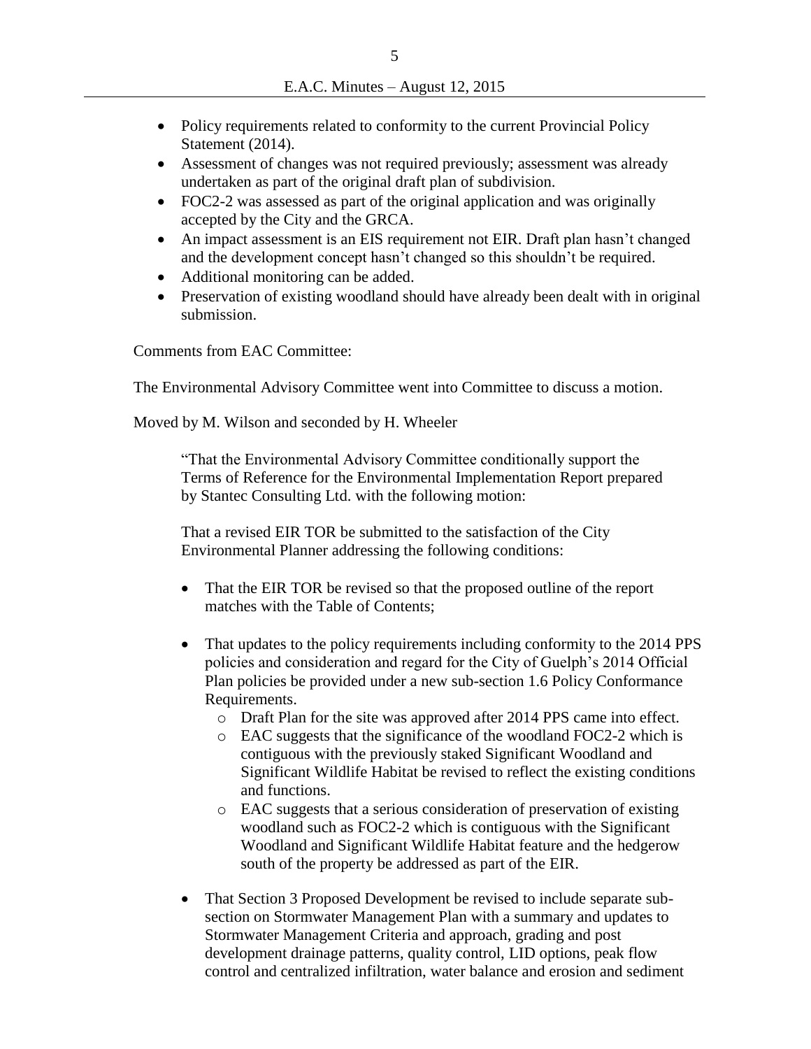- Policy requirements related to conformity to the current Provincial Policy Statement (2014).
- Assessment of changes was not required previously; assessment was already undertaken as part of the original draft plan of subdivision.
- FOC2-2 was assessed as part of the original application and was originally accepted by the City and the GRCA.
- An impact assessment is an EIS requirement not EIR. Draft plan hasn't changed and the development concept hasn't changed so this shouldn't be required.
- Additional monitoring can be added.
- Preservation of existing woodland should have already been dealt with in original submission.

Comments from EAC Committee:

The Environmental Advisory Committee went into Committee to discuss a motion.

Moved by M. Wilson and seconded by H. Wheeler

> "That the Environmental Advisory Committee conditionally support the Terms of Reference for the Environmental Implementation Report prepared by Stantec Consulting Ltd. with the following motion:
>
> That a revised EIR TOR be submitted to the satisfaction of the City Environmental Planner addressing the following conditions:
>
> - That the EIR TOR be revised so that the proposed outline of the report matches with the Table of Contents;
>
> - That updates to the policy requirements including conformity to the 2014 PPS policies and consideration and regard for the City of Guelph's 2014 Official Plan policies be provided under a new sub-section 1.6 Policy Conformance Requirements.
>     - Draft Plan for the site was approved after 2014 PPS came into effect.
>     - EAC suggests that the significance of the woodland FOC2-2 which is contiguous with the previously staked Significant Woodland and Significant Wildlife Habitat be revised to reflect the existing conditions and functions.
>     - EAC suggests that a serious consideration of preservation of existing woodland such as FOC2-2 which is contiguous with the Significant Woodland and Significant Wildlife Habitat feature and the hedgerow south of the property be addressed as part of the EIR.
>
> - That Section 3 Proposed Development be revised to include separate sub-section on Stormwater Management Plan with a summary and updates to Stormwater Management Criteria and approach, grading and post development drainage patterns, quality control, LID options, peak flow control and centralized infiltration, water balance and erosion and sediment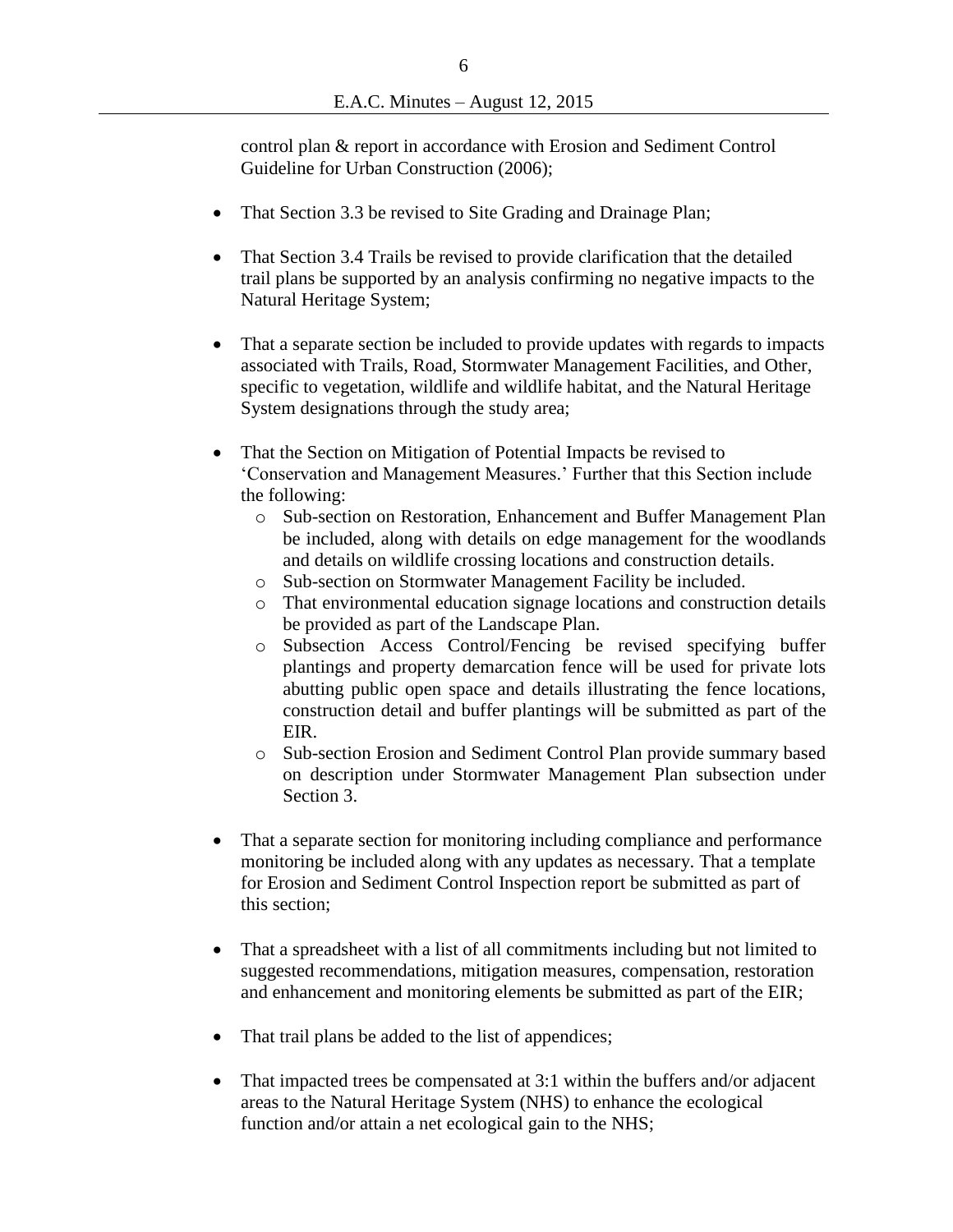control plan & report in accordance with Erosion and Sediment Control Guideline for Urban Construction (2006);

- That Section 3.3 be revised to Site Grading and Drainage Plan;
- That Section 3.4 Trails be revised to provide clarification that the detailed trail plans be supported by an analysis confirming no negative impacts to the Natural Heritage System;
- That a separate section be included to provide updates with regards to impacts associated with Trails, Road, Stormwater Management Facilities, and Other, specific to vegetation, wildlife and wildlife habitat, and the Natural Heritage System designations through the study area;
- That the Section on Mitigation of Potential Impacts be revised to 'Conservation and Management Measures.' Further that this Section include the following:
  - Sub-section on Restoration, Enhancement and Buffer Management Plan be included, along with details on edge management for the woodlands and details on wildlife crossing locations and construction details.
  - Sub-section on Stormwater Management Facility be included.
  - That environmental education signage locations and construction details be provided as part of the Landscape Plan.
  - Subsection Access Control/Fencing be revised specifying buffer plantings and property demarcation fence will be used for private lots abutting public open space and details illustrating the fence locations, construction detail and buffer plantings will be submitted as part of the EIR.
  - Sub-section Erosion and Sediment Control Plan provide summary based on description under Stormwater Management Plan subsection under Section 3.
- That a separate section for monitoring including compliance and performance monitoring be included along with any updates as necessary. That a template for Erosion and Sediment Control Inspection report be submitted as part of this section;
- That a spreadsheet with a list of all commitments including but not limited to suggested recommendations, mitigation measures, compensation, restoration and enhancement and monitoring elements be submitted as part of the EIR;
- That trail plans be added to the list of appendices;
- That impacted trees be compensated at 3:1 within the buffers and/or adjacent areas to the Natural Heritage System (NHS) to enhance the ecological function and/or attain a net ecological gain to the NHS;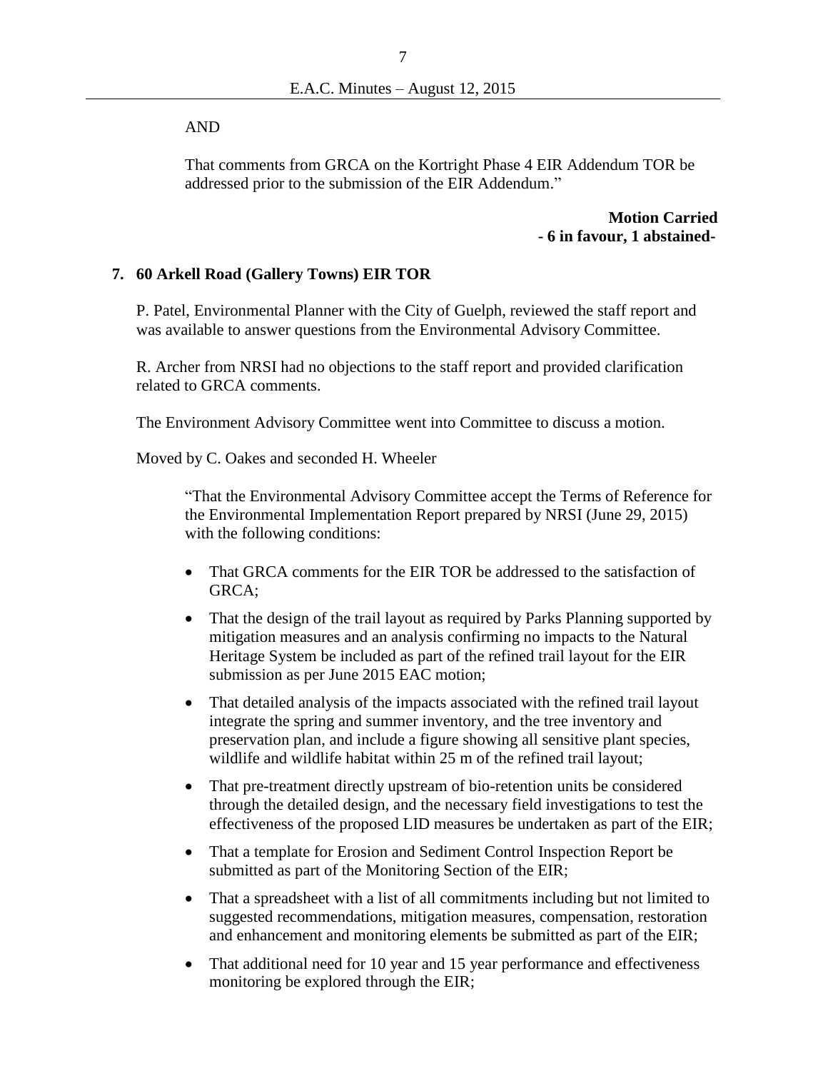AND

That comments from GRCA on the Kortright Phase 4 EIR Addendum TOR be addressed prior to the submission of the EIR Addendum."

**Motion Carried**
**- 6 in favour, 1 abstained-**

## 7. 60 Arkell Road (Gallery Towns) EIR TOR

P. Patel, Environmental Planner with the City of Guelph, reviewed the staff report and was available to answer questions from the Environmental Advisory Committee.

R. Archer from NRSI had no objections to the staff report and provided clarification related to GRCA comments.

The Environment Advisory Committee went into Committee to discuss a motion.

Moved by C. Oakes and seconded H. Wheeler

"That the Environmental Advisory Committee accept the Terms of Reference for the Environmental Implementation Report prepared by NRSI (June 29, 2015) with the following conditions:

- That GRCA comments for the EIR TOR be addressed to the satisfaction of GRCA;
- That the design of the trail layout as required by Parks Planning supported by mitigation measures and an analysis confirming no impacts to the Natural Heritage System be included as part of the refined trail layout for the EIR submission as per June 2015 EAC motion;
- That detailed analysis of the impacts associated with the refined trail layout integrate the spring and summer inventory, and the tree inventory and preservation plan, and include a figure showing all sensitive plant species, wildlife and wildlife habitat within 25 m of the refined trail layout;
- That pre-treatment directly upstream of bio-retention units be considered through the detailed design, and the necessary field investigations to test the effectiveness of the proposed LID measures be undertaken as part of the EIR;
- That a template for Erosion and Sediment Control Inspection Report be submitted as part of the Monitoring Section of the EIR;
- That a spreadsheet with a list of all commitments including but not limited to suggested recommendations, mitigation measures, compensation, restoration and enhancement and monitoring elements be submitted as part of the EIR;
- That additional need for 10 year and 15 year performance and effectiveness monitoring be explored through the EIR;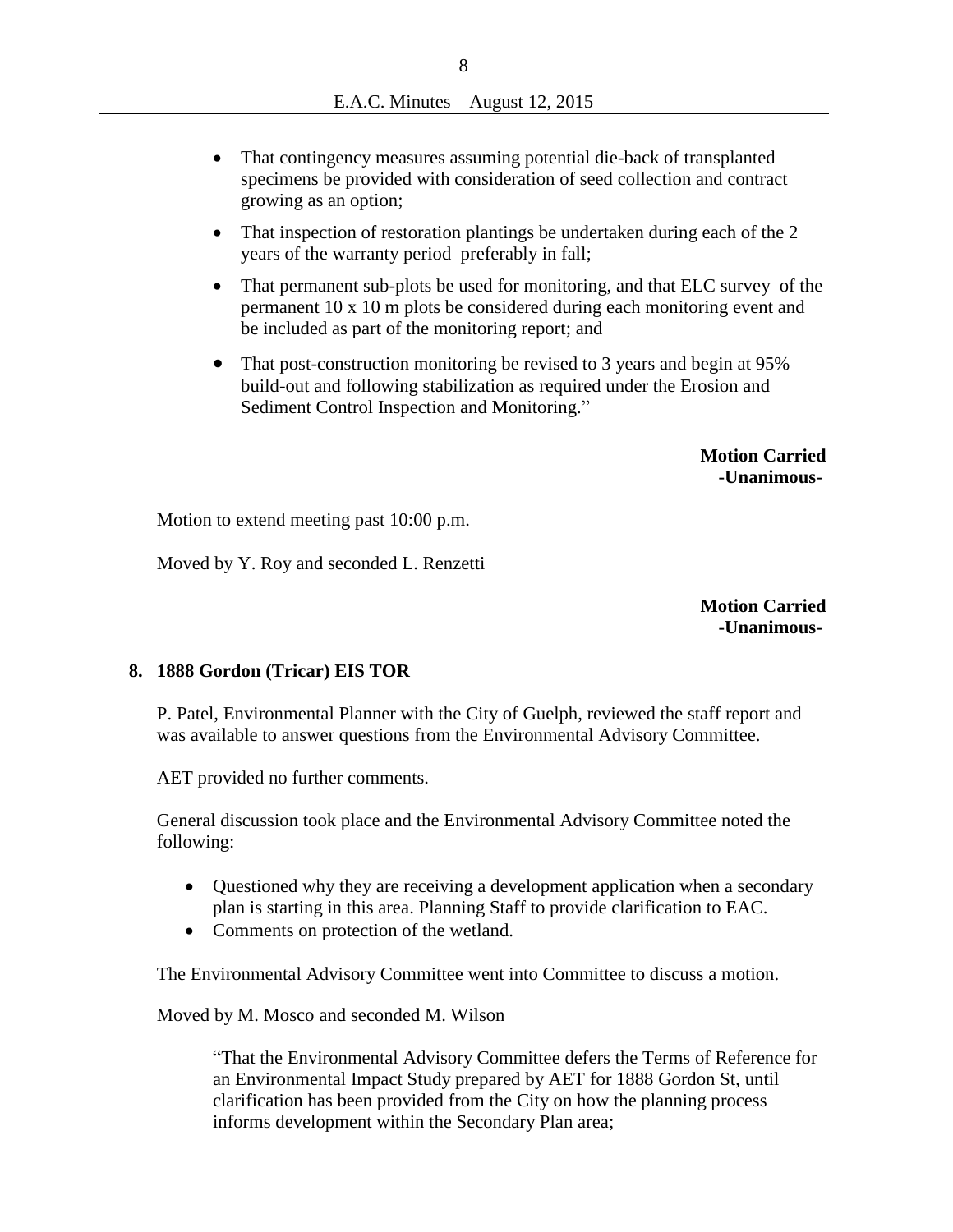- That contingency measures assuming potential die-back of transplanted specimens be provided with consideration of seed collection and contract growing as an option;
- That inspection of restoration plantings be undertaken during each of the 2 years of the warranty period preferably in fall;
- That permanent sub-plots be used for monitoring, and that ELC survey of the permanent 10 x 10 m plots be considered during each monitoring event and be included as part of the monitoring report; and
- That post-construction monitoring be revised to 3 years and begin at 95% build-out and following stabilization as required under the Erosion and Sediment Control Inspection and Monitoring."

**Motion Carried**
**-Unanimous-**

Motion to extend meeting past 10:00 p.m.

Moved by Y. Roy and seconded L. Renzetti

**Motion Carried**
**-Unanimous-**

**8. 1888 Gordon (Tricar) EIS TOR**

P. Patel, Environmental Planner with the City of Guelph, reviewed the staff report and was available to answer questions from the Environmental Advisory Committee.

AET provided no further comments.

General discussion took place and the Environmental Advisory Committee noted the following:

- Questioned why they are receiving a development application when a secondary plan is starting in this area. Planning Staff to provide clarification to EAC.
- Comments on protection of the wetland.

The Environmental Advisory Committee went into Committee to discuss a motion.

Moved by M. Mosco and seconded M. Wilson

"That the Environmental Advisory Committee defers the Terms of Reference for an Environmental Impact Study prepared by AET for 1888 Gordon St, until clarification has been provided from the City on how the planning process informs development within the Secondary Plan area;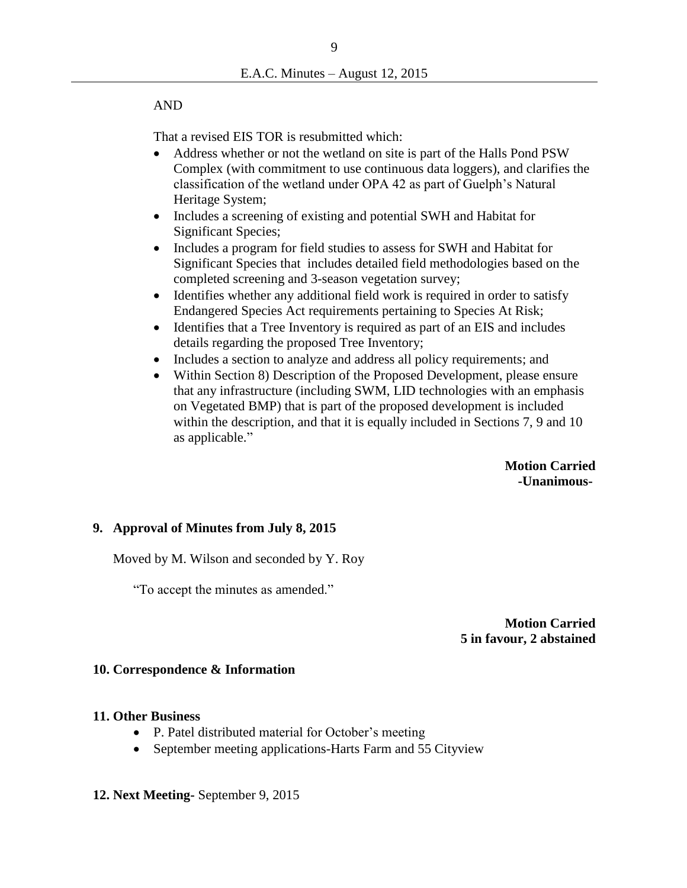AND

That a revised EIS TOR is resubmitted which:

- Address whether or not the wetland on site is part of the Halls Pond PSW Complex (with commitment to use continuous data loggers), and clarifies the classification of the wetland under OPA 42 as part of Guelph's Natural Heritage System;
- Includes a screening of existing and potential SWH and Habitat for Significant Species;
- Includes a program for field studies to assess for SWH and Habitat for Significant Species that includes detailed field methodologies based on the completed screening and 3-season vegetation survey;
- Identifies whether any additional field work is required in order to satisfy Endangered Species Act requirements pertaining to Species At Risk;
- Identifies that a Tree Inventory is required as part of an EIS and includes details regarding the proposed Tree Inventory;
- Includes a section to analyze and address all policy requirements; and
- Within Section 8) Description of the Proposed Development, please ensure that any infrastructure (including SWM, LID technologies with an emphasis on Vegetated BMP) that is part of the proposed development is included within the description, and that it is equally included in Sections 7, 9 and 10 as applicable."

**Motion Carried**
**-Unanimous-**

## 9. Approval of Minutes from July 8, 2015

Moved by M. Wilson and seconded by Y. Roy

"To accept the minutes as amended."

**Motion Carried**
**5 in favour, 2 abstained**

## 10. Correspondence & Information

## 11. Other Business

- P. Patel distributed material for October's meeting
- September meeting applications-Harts Farm and 55 Cityview

## 12. Next Meeting- September 9, 2015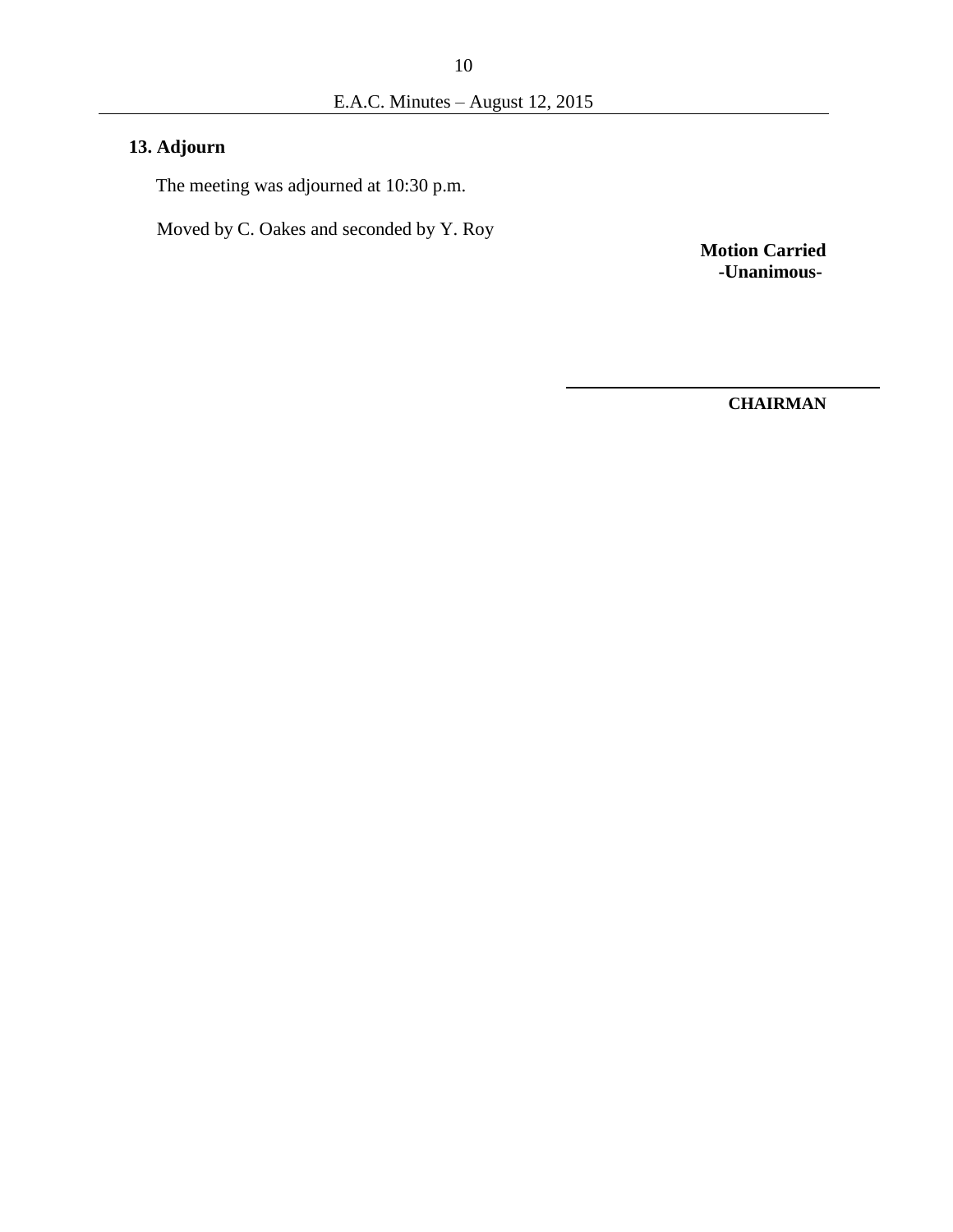## 13. Adjourn

The meeting was adjourned at 10:30 p.m.

Moved by C. Oakes and seconded by Y. Roy

**Motion Carried**
**-Unanimous-**

______________________________

**CHAIRMAN**